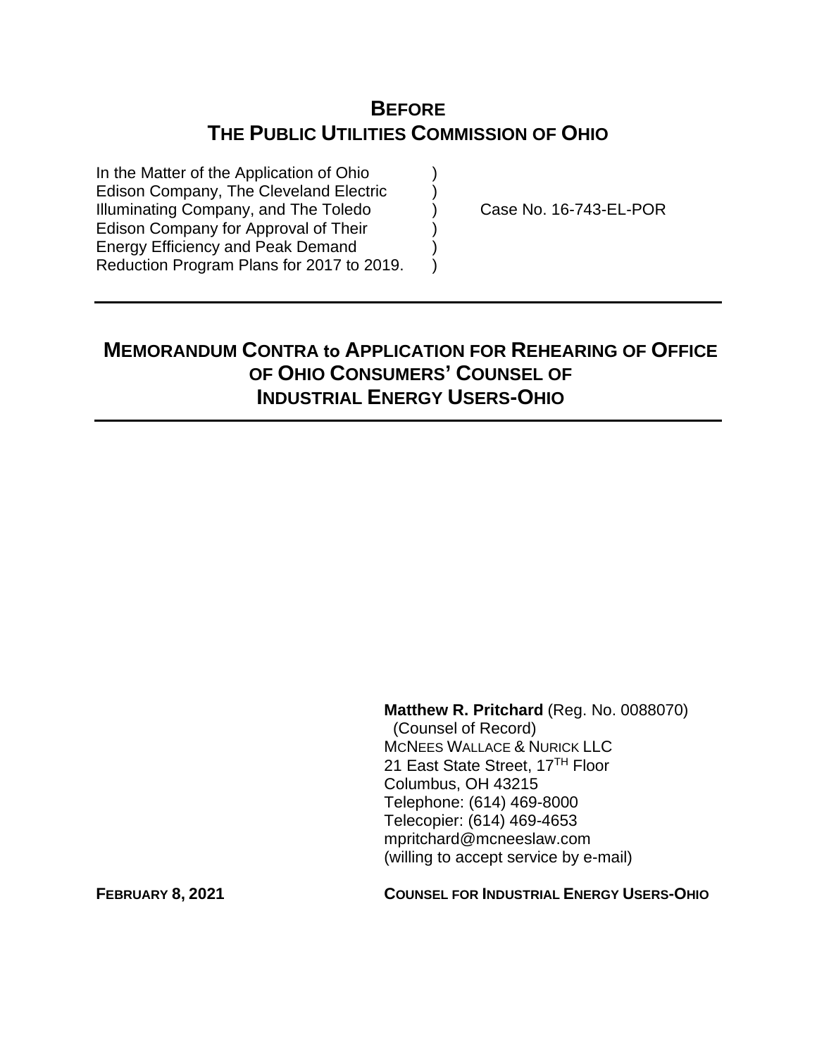# BEFORE
# THE PUBLIC UTILITIES COMMISSION OF OHIO

| | | |
|---|---|---|
| In the Matter of the Application of Ohio Edison Company, The Cleveland Electric Illuminating Company, and The Toledo Edison Company for Approval of Their Energy Efficiency and Peak Demand Reduction Program Plans for 2017 to 2019. | ) | Case No. 16-743-EL-POR |

---

## MEMORANDUM CONTRA to APPLICATION FOR REHEARING OF OFFICE OF OHIO CONSUMERS' COUNSEL OF INDUSTRIAL ENERGY USERS-OHIO

---

**Matthew R. Pritchard** (Reg. No. 0088070)
(Counsel of Record)
MCNEES WALLACE & NURICK LLC
21 East State Street, 17TH Floor
Columbus, OH 43215
Telephone: (614) 469-8000
Telecopier: (614) 469-4653
mpritchard@mcneeslaw.com
(willing to accept service by e-mail)

**FEBRUARY 8, 2021** **COUNSEL FOR INDUSTRIAL ENERGY USERS-OHIO**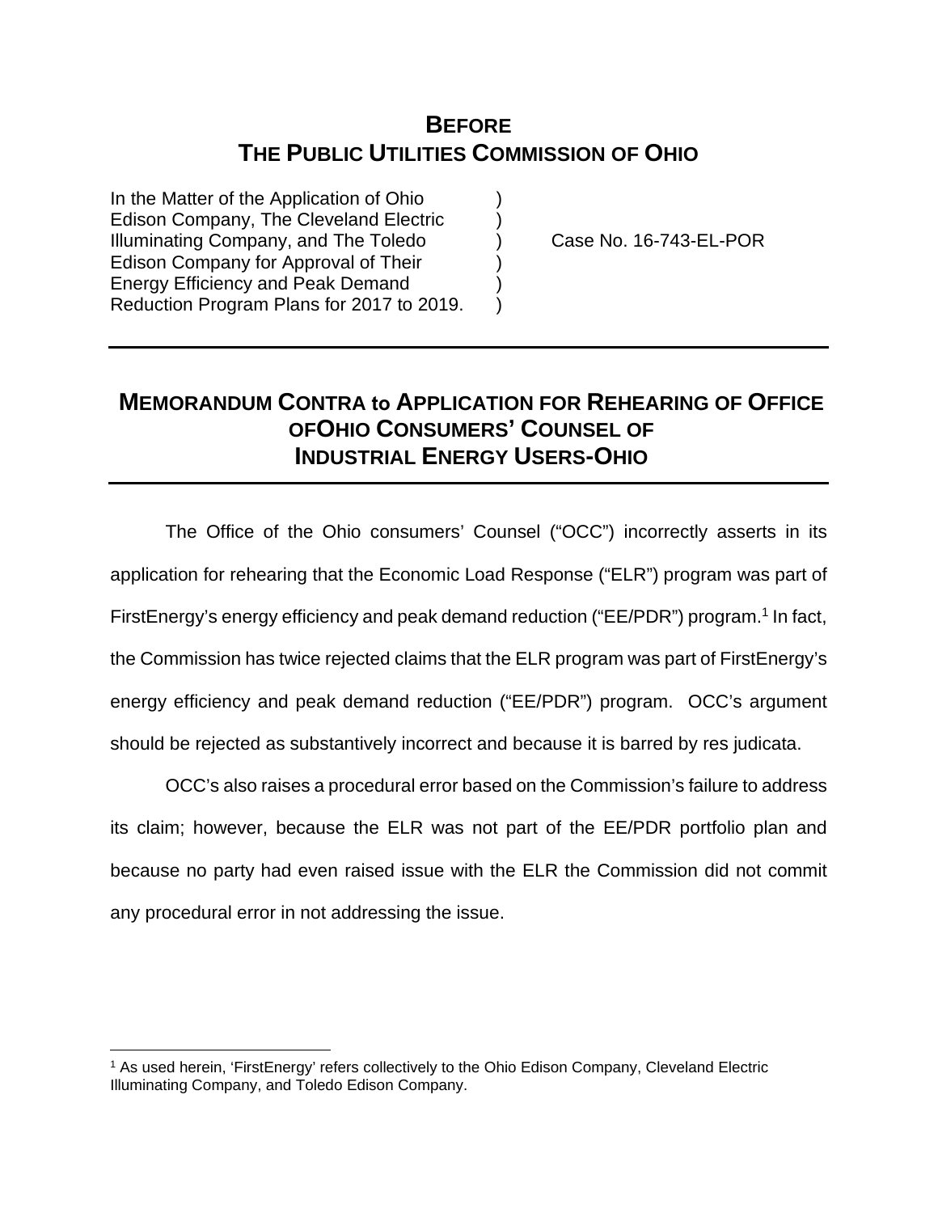# **BEFORE**
# **THE PUBLIC UTILITIES COMMISSION OF OHIO**

| | | |
|---|---|---|
| In the Matter of the Application of Ohio Edison Company, The Cleveland Electric Illuminating Company, and The Toledo Edison Company for Approval of Their Energy Efficiency and Peak Demand Reduction Program Plans for 2017 to 2019. | ) ) ) ) ) ) | Case No. 16-743-EL-POR |

## **MEMORANDUM CONTRA to APPLICATION FOR REHEARING OF OFFICE OFOHIO CONSUMERS' COUNSEL OF INDUSTRIAL ENERGY USERS-OHIO**

The Office of the Ohio consumers' Counsel ("OCC") incorrectly asserts in its application for rehearing that the Economic Load Response ("ELR") program was part of FirstEnergy's energy efficiency and peak demand reduction ("EE/PDR") program.[1] In fact, the Commission has twice rejected claims that the ELR program was part of FirstEnergy's energy efficiency and peak demand reduction ("EE/PDR") program. OCC's argument should be rejected as substantively incorrect and because it is barred by res judicata.

OCC's also raises a procedural error based on the Commission's failure to address its claim; however, because the ELR was not part of the EE/PDR portfolio plan and because no party had even raised issue with the ELR the Commission did not commit any procedural error in not addressing the issue.

[1] As used herein, 'FirstEnergy' refers collectively to the Ohio Edison Company, Cleveland Electric Illuminating Company, and Toledo Edison Company.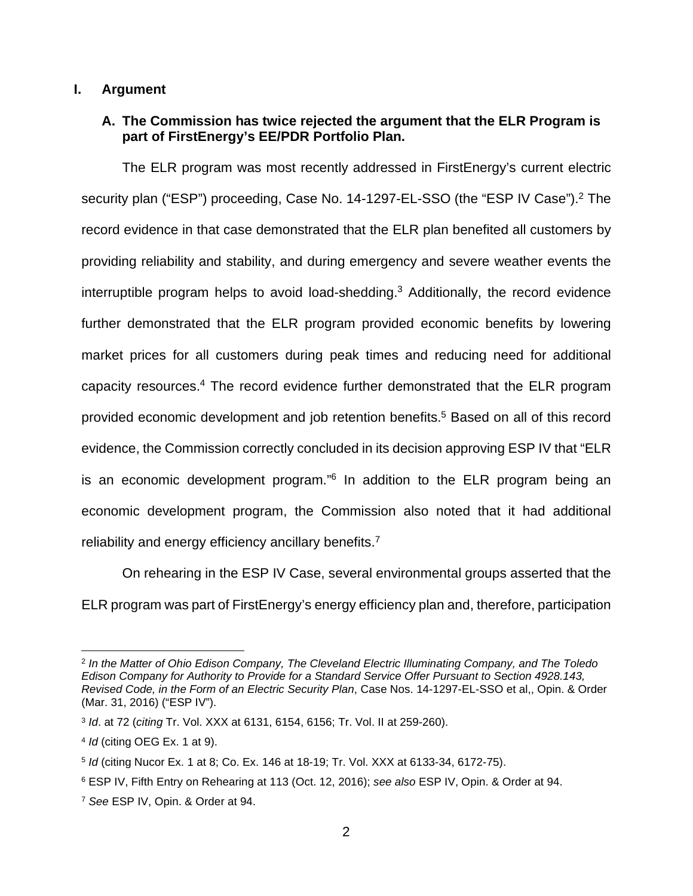## I. Argument

### A. The Commission has twice rejected the argument that the ELR Program is part of FirstEnergy's EE/PDR Portfolio Plan.

The ELR program was most recently addressed in FirstEnergy's current electric security plan ("ESP") proceeding, Case No. 14-1297-EL-SSO (the "ESP IV Case").[2] The record evidence in that case demonstrated that the ELR plan benefited all customers by providing reliability and stability, and during emergency and severe weather events the interruptible program helps to avoid load-shedding.[3] Additionally, the record evidence further demonstrated that the ELR program provided economic benefits by lowering market prices for all customers during peak times and reducing need for additional capacity resources.[4] The record evidence further demonstrated that the ELR program provided economic development and job retention benefits.[5] Based on all of this record evidence, the Commission correctly concluded in its decision approving ESP IV that "ELR is an economic development program."[6] In addition to the ELR program being an economic development program, the Commission also noted that it had additional reliability and energy efficiency ancillary benefits.[7]

On rehearing in the ESP IV Case, several environmental groups asserted that the ELR program was part of FirstEnergy's energy efficiency plan and, therefore, participation

---

[2] *In the Matter of Ohio Edison Company, The Cleveland Electric Illuminating Company, and The Toledo Edison Company for Authority to Provide for a Standard Service Offer Pursuant to Section 4928.143, Revised Code, in the Form of an Electric Security Plan*, Case Nos. 14-1297-EL-SSO et al,, Opin. & Order (Mar. 31, 2016) ("ESP IV").

[3] *Id*. at 72 (*citing* Tr. Vol. XXX at 6131, 6154, 6156; Tr. Vol. II at 259-260).

[4] *Id* (citing OEG Ex. 1 at 9).

[5] *Id* (citing Nucor Ex. 1 at 8; Co. Ex. 146 at 18-19; Tr. Vol. XXX at 6133-34, 6172-75).

[6] ESP IV, Fifth Entry on Rehearing at 113 (Oct. 12, 2016); *see also* ESP IV, Opin. & Order at 94.

[7] *See* ESP IV, Opin. & Order at 94.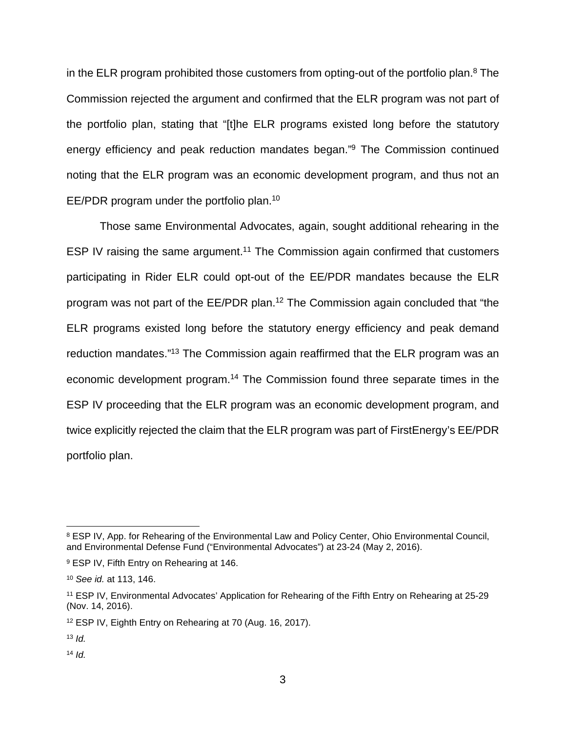in the ELR program prohibited those customers from opting-out of the portfolio plan.[8] The Commission rejected the argument and confirmed that the ELR program was not part of the portfolio plan, stating that "[t]he ELR programs existed long before the statutory energy efficiency and peak reduction mandates began."[9] The Commission continued noting that the ELR program was an economic development program, and thus not an EE/PDR program under the portfolio plan.[10]

Those same Environmental Advocates, again, sought additional rehearing in the ESP IV raising the same argument.[11] The Commission again confirmed that customers participating in Rider ELR could opt-out of the EE/PDR mandates because the ELR program was not part of the EE/PDR plan.[12] The Commission again concluded that "the ELR programs existed long before the statutory energy efficiency and peak demand reduction mandates."[13] The Commission again reaffirmed that the ELR program was an economic development program.[14] The Commission found three separate times in the ESP IV proceeding that the ELR program was an economic development program, and twice explicitly rejected the claim that the ELR program was part of FirstEnergy's EE/PDR portfolio plan.

---

[8] ESP IV, App. for Rehearing of the Environmental Law and Policy Center, Ohio Environmental Council, and Environmental Defense Fund ("Environmental Advocates") at 23-24 (May 2, 2016).

[9] ESP IV, Fifth Entry on Rehearing at 146.

[10] *See id.* at 113, 146.

[11] ESP IV, Environmental Advocates' Application for Rehearing of the Fifth Entry on Rehearing at 25-29 (Nov. 14, 2016).

[12] ESP IV, Eighth Entry on Rehearing at 70 (Aug. 16, 2017).

[13] *Id.*

[14] *Id.*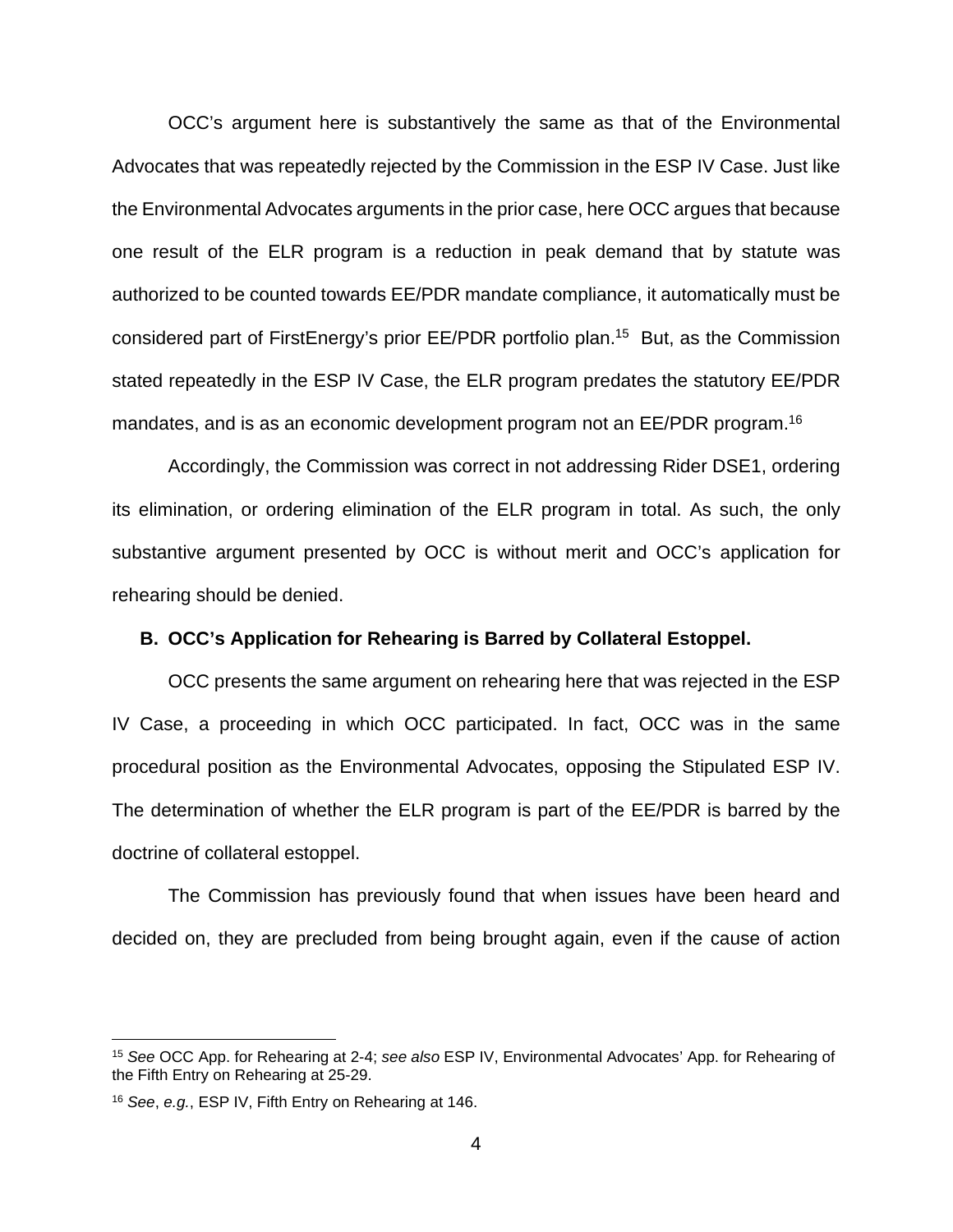OCC's argument here is substantively the same as that of the Environmental Advocates that was repeatedly rejected by the Commission in the ESP IV Case. Just like the Environmental Advocates arguments in the prior case, here OCC argues that because one result of the ELR program is a reduction in peak demand that by statute was authorized to be counted towards EE/PDR mandate compliance, it automatically must be considered part of FirstEnergy's prior EE/PDR portfolio plan.[15] But, as the Commission stated repeatedly in the ESP IV Case, the ELR program predates the statutory EE/PDR mandates, and is as an economic development program not an EE/PDR program.[16]

Accordingly, the Commission was correct in not addressing Rider DSE1, ordering its elimination, or ordering elimination of the ELR program in total. As such, the only substantive argument presented by OCC is without merit and OCC's application for rehearing should be denied.

### B. OCC's Application for Rehearing is Barred by Collateral Estoppel.

OCC presents the same argument on rehearing here that was rejected in the ESP IV Case, a proceeding in which OCC participated. In fact, OCC was in the same procedural position as the Environmental Advocates, opposing the Stipulated ESP IV. The determination of whether the ELR program is part of the EE/PDR is barred by the doctrine of collateral estoppel.

The Commission has previously found that when issues have been heard and decided on, they are precluded from being brought again, even if the cause of action

---

[15] *See* OCC App. for Rehearing at 2-4; *see also* ESP IV, Environmental Advocates' App. for Rehearing of the Fifth Entry on Rehearing at 25-29.

[16] *See*, *e.g.*, ESP IV, Fifth Entry on Rehearing at 146.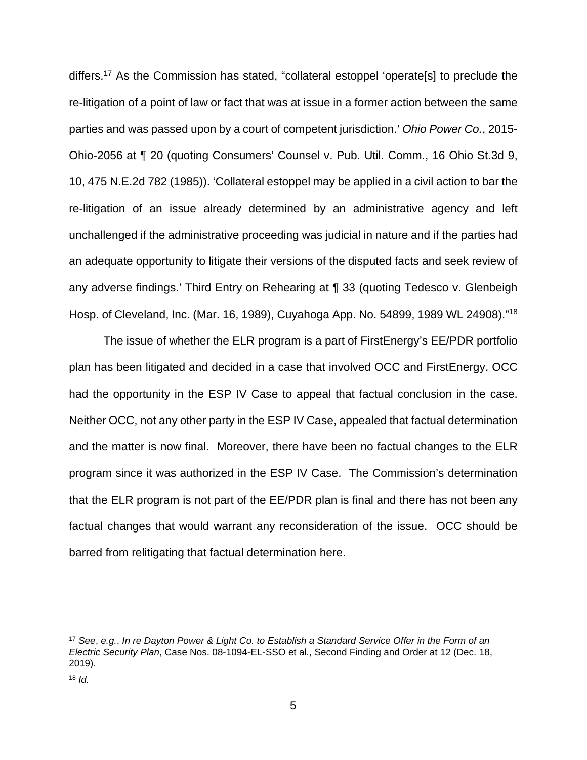differs.[17] As the Commission has stated, "collateral estoppel 'operate[s] to preclude the re-litigation of a point of law or fact that was at issue in a former action between the same parties and was passed upon by a court of competent jurisdiction.' *Ohio Power Co.*, 2015-Ohio-2056 at ¶ 20 (quoting Consumers' Counsel v. Pub. Util. Comm., 16 Ohio St.3d 9, 10, 475 N.E.2d 782 (1985)). 'Collateral estoppel may be applied in a civil action to bar the re-litigation of an issue already determined by an administrative agency and left unchallenged if the administrative proceeding was judicial in nature and if the parties had an adequate opportunity to litigate their versions of the disputed facts and seek review of any adverse findings.' Third Entry on Rehearing at ¶ 33 (quoting Tedesco v. Glenbeigh Hosp. of Cleveland, Inc. (Mar. 16, 1989), Cuyahoga App. No. 54899, 1989 WL 24908)."[18]

The issue of whether the ELR program is a part of FirstEnergy's EE/PDR portfolio plan has been litigated and decided in a case that involved OCC and FirstEnergy. OCC had the opportunity in the ESP IV Case to appeal that factual conclusion in the case. Neither OCC, not any other party in the ESP IV Case, appealed that factual determination and the matter is now final. Moreover, there have been no factual changes to the ELR program since it was authorized in the ESP IV Case. The Commission's determination that the ELR program is not part of the EE/PDR plan is final and there has not been any factual changes that would warrant any reconsideration of the issue. OCC should be barred from relitigating that factual determination here.

---

[17] *See*, *e.g.*, *In re Dayton Power & Light Co. to Establish a Standard Service Offer in the Form of an Electric Security Plan*, Case Nos. 08-1094-EL-SSO et al., Second Finding and Order at 12 (Dec. 18, 2019).

[18] *Id.*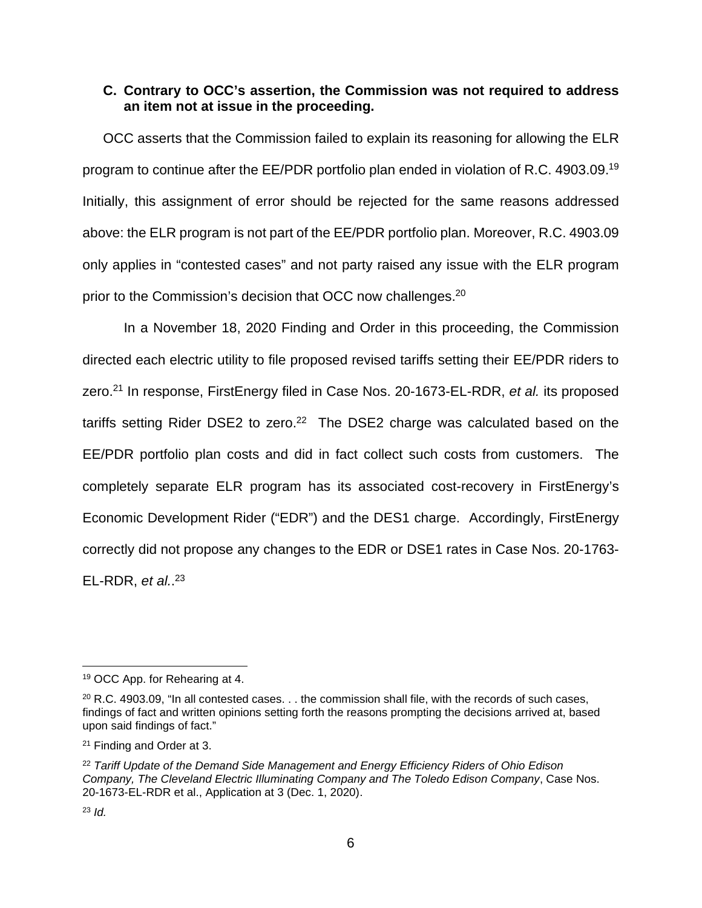### C. Contrary to OCC's assertion, the Commission was not required to address an item not at issue in the proceeding.

OCC asserts that the Commission failed to explain its reasoning for allowing the ELR program to continue after the EE/PDR portfolio plan ended in violation of R.C. 4903.09.[19] Initially, this assignment of error should be rejected for the same reasons addressed above: the ELR program is not part of the EE/PDR portfolio plan. Moreover, R.C. 4903.09 only applies in "contested cases" and not party raised any issue with the ELR program prior to the Commission's decision that OCC now challenges.[20]

In a November 18, 2020 Finding and Order in this proceeding, the Commission directed each electric utility to file proposed revised tariffs setting their EE/PDR riders to zero.[21] In response, FirstEnergy filed in Case Nos. 20-1673-EL-RDR, *et al.* its proposed tariffs setting Rider DSE2 to zero.[22] The DSE2 charge was calculated based on the EE/PDR portfolio plan costs and did in fact collect such costs from customers. The completely separate ELR program has its associated cost-recovery in FirstEnergy's Economic Development Rider ("EDR") and the DES1 charge. Accordingly, FirstEnergy correctly did not propose any changes to the EDR or DSE1 rates in Case Nos. 20-1763-EL-RDR, *et al.*.[23]

---

[19] OCC App. for Rehearing at 4.

[20] R.C. 4903.09, "In all contested cases. . . the commission shall file, with the records of such cases, findings of fact and written opinions setting forth the reasons prompting the decisions arrived at, based upon said findings of fact."

[21] Finding and Order at 3.

[22] *Tariff Update of the Demand Side Management and Energy Efficiency Riders of Ohio Edison Company, The Cleveland Electric Illuminating Company and The Toledo Edison Company*, Case Nos. 20-1673-EL-RDR et al., Application at 3 (Dec. 1, 2020).

[23] *Id.*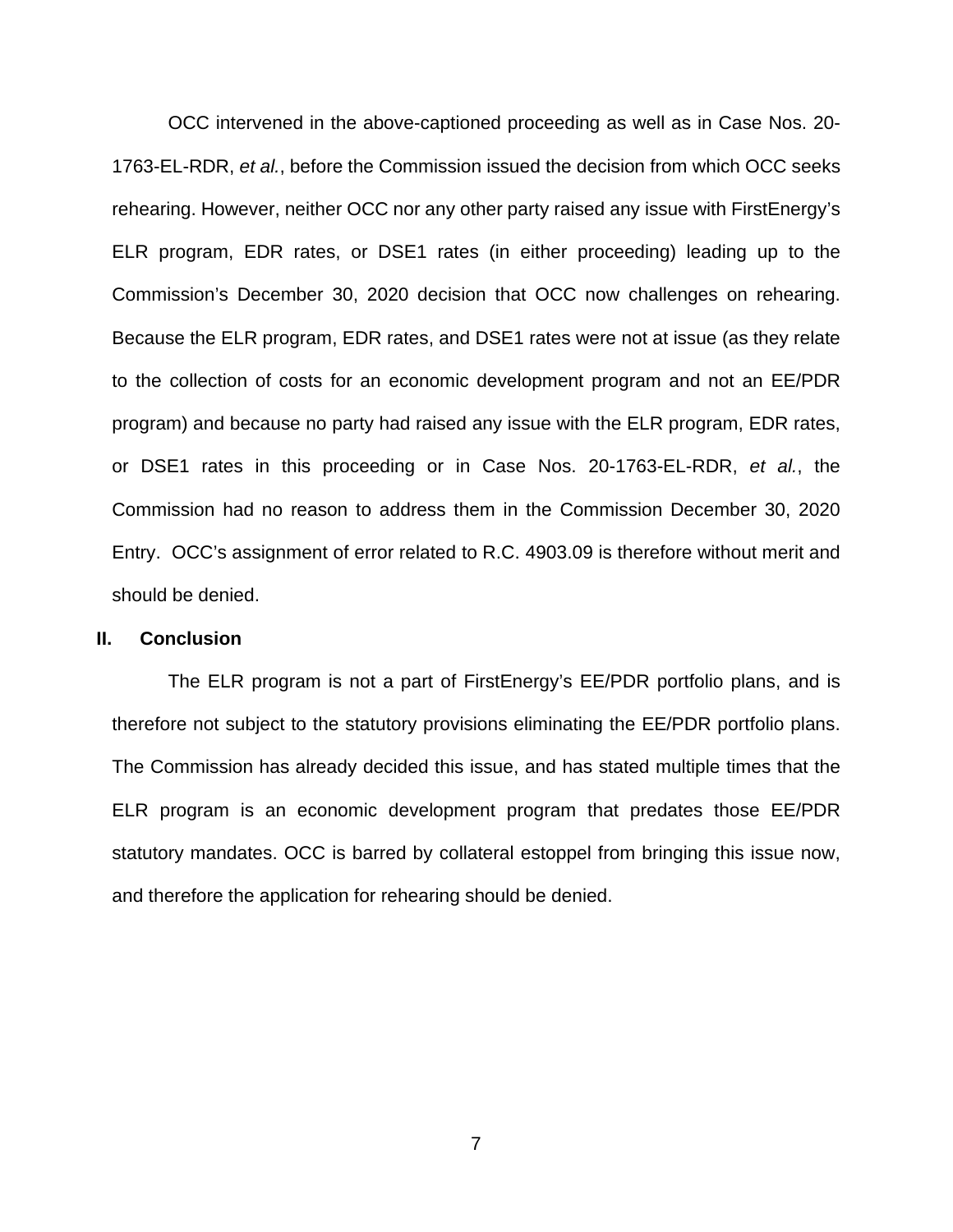OCC intervened in the above-captioned proceeding as well as in Case Nos. 20-1763-EL-RDR, *et al.*, before the Commission issued the decision from which OCC seeks rehearing. However, neither OCC nor any other party raised any issue with FirstEnergy's ELR program, EDR rates, or DSE1 rates (in either proceeding) leading up to the Commission's December 30, 2020 decision that OCC now challenges on rehearing. Because the ELR program, EDR rates, and DSE1 rates were not at issue (as they relate to the collection of costs for an economic development program and not an EE/PDR program) and because no party had raised any issue with the ELR program, EDR rates, or DSE1 rates in this proceeding or in Case Nos. 20-1763-EL-RDR, *et al.*, the Commission had no reason to address them in the Commission December 30, 2020 Entry. OCC's assignment of error related to R.C. 4903.09 is therefore without merit and should be denied.

## II. Conclusion

The ELR program is not a part of FirstEnergy's EE/PDR portfolio plans, and is therefore not subject to the statutory provisions eliminating the EE/PDR portfolio plans. The Commission has already decided this issue, and has stated multiple times that the ELR program is an economic development program that predates those EE/PDR statutory mandates. OCC is barred by collateral estoppel from bringing this issue now, and therefore the application for rehearing should be denied.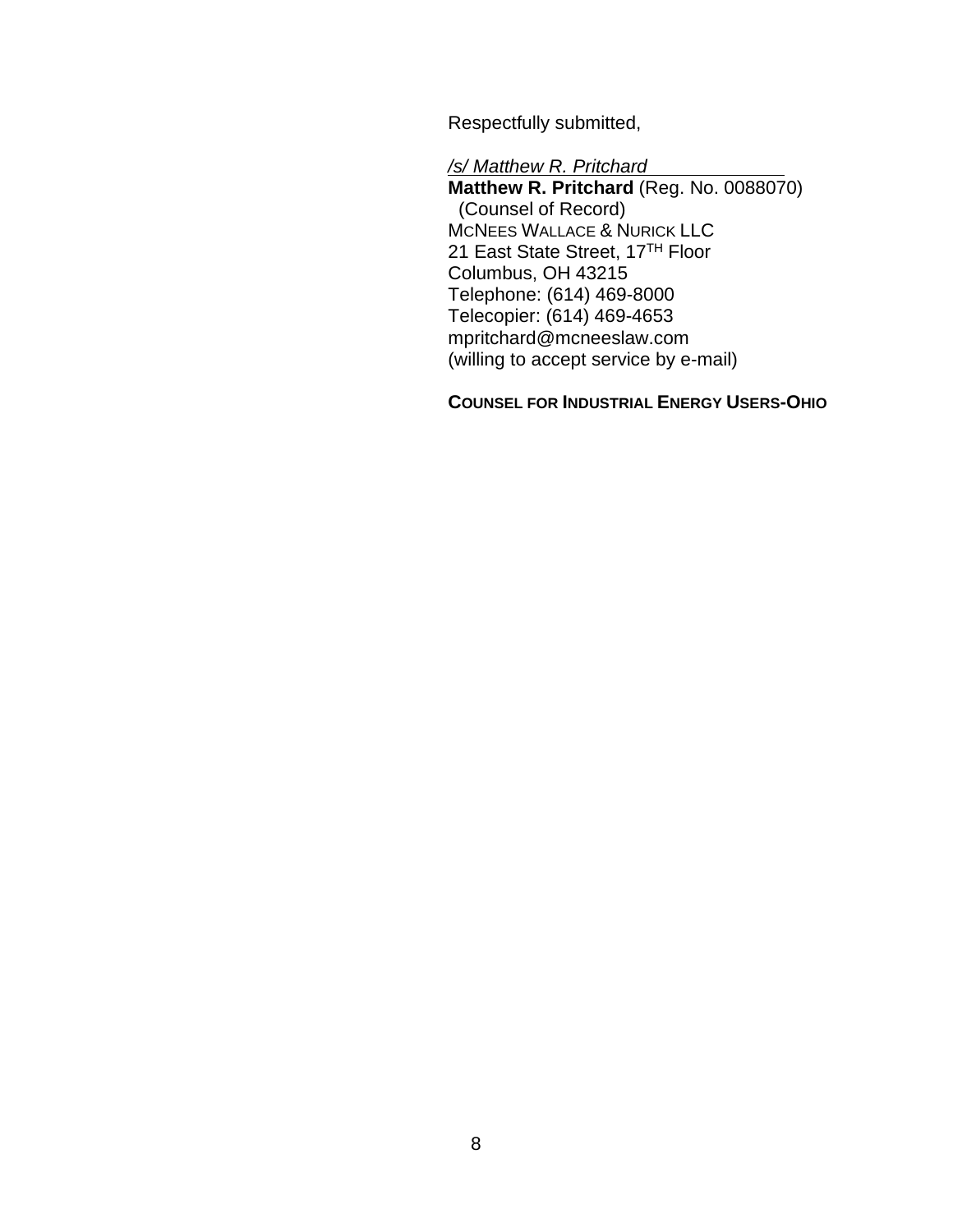Respectfully submitted,

*/s/ Matthew R. Pritchard*
**Matthew R. Pritchard** (Reg. No. 0088070)
(Counsel of Record)
MCNEES WALLACE & NURICK LLC
21 East State Street, 17TH Floor
Columbus, OH 43215
Telephone: (614) 469-8000
Telecopier: (614) 469-4653
mpritchard@mcneeslaw.com
(willing to accept service by e-mail)

**COUNSEL FOR INDUSTRIAL ENERGY USERS-OHIO**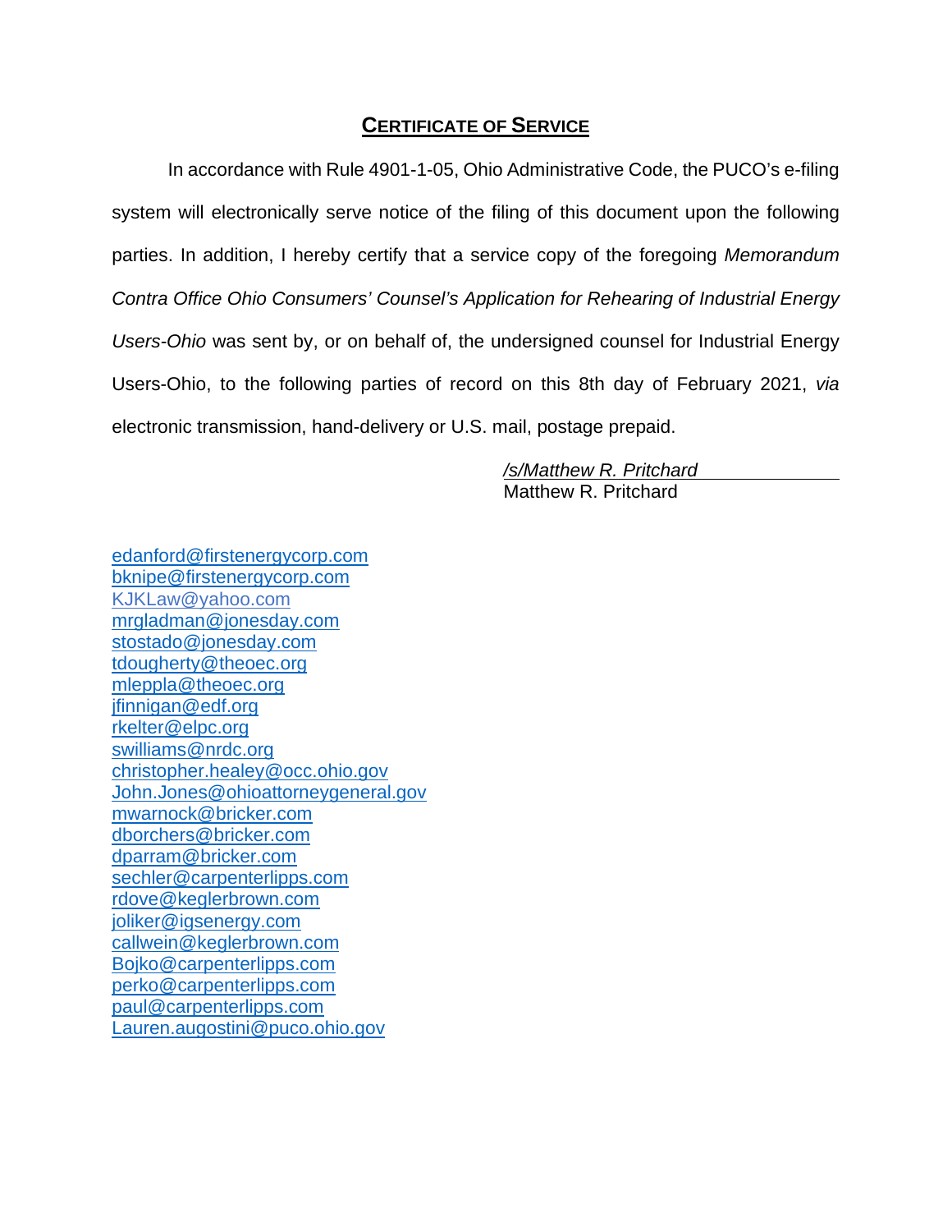## **CERTIFICATE OF SERVICE**

In accordance with Rule 4901-1-05, Ohio Administrative Code, the PUCO's e-filing system will electronically serve notice of the filing of this document upon the following parties. In addition, I hereby certify that a service copy of the foregoing *Memorandum Contra Office Ohio Consumers' Counsel's Application for Rehearing of Industrial Energy Users-Ohio* was sent by, or on behalf of, the undersigned counsel for Industrial Energy Users-Ohio, to the following parties of record on this 8th day of February 2021, *via* electronic transmission, hand-delivery or U.S. mail, postage prepaid.

*/s/Matthew R. Pritchard*
Matthew R. Pritchard

edanford@firstenergycorp.com
bknipe@firstenergycorp.com
KJKLaw@yahoo.com
mrgladman@jonesday.com
stostado@jonesday.com
tdougherty@theoec.org
mleppla@theoec.org
jfinnigan@edf.org
rkelter@elpc.org
swilliams@nrdc.org
christopher.healey@occ.ohio.gov
John.Jones@ohioattorneygeneral.gov
mwarnock@bricker.com
dborchers@bricker.com
dparram@bricker.com
sechler@carpenterlipps.com
rdove@keglerbrown.com
joliker@igsenergy.com
callwein@keglerbrown.com
Bojko@carpenterlipps.com
perko@carpenterlipps.com
paul@carpenterlipps.com
Lauren.augostini@puco.ohio.gov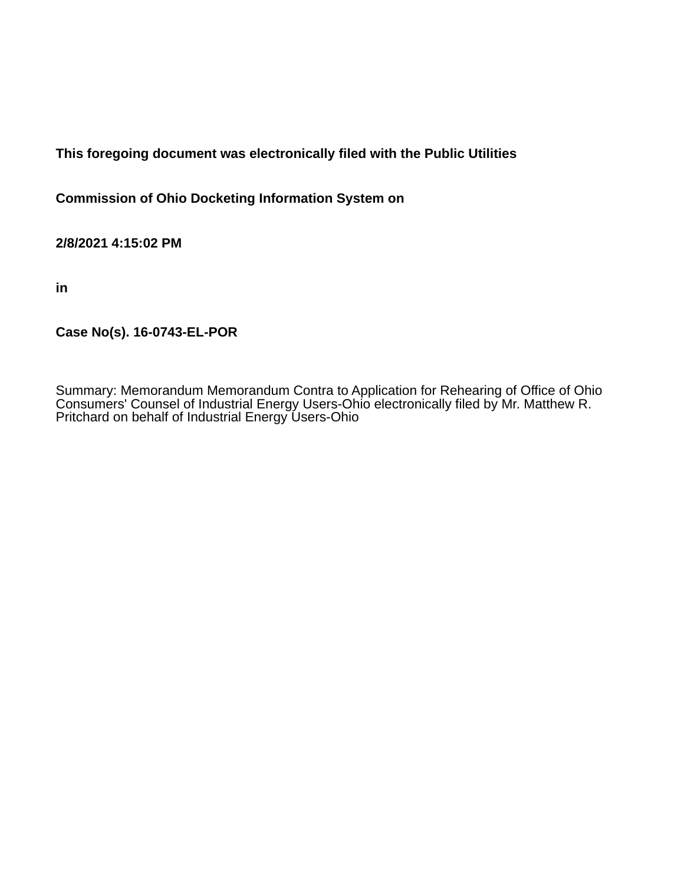**This foregoing document was electronically filed with the Public Utilities**

**Commission of Ohio Docketing Information System on**

**2/8/2021 4:15:02 PM**

**in**

**Case No(s). 16-0743-EL-POR**

Summary: Memorandum Memorandum Contra to Application for Rehearing of Office of Ohio Consumers' Counsel of Industrial Energy Users-Ohio electronically filed by Mr. Matthew R. Pritchard on behalf of Industrial Energy Users-Ohio